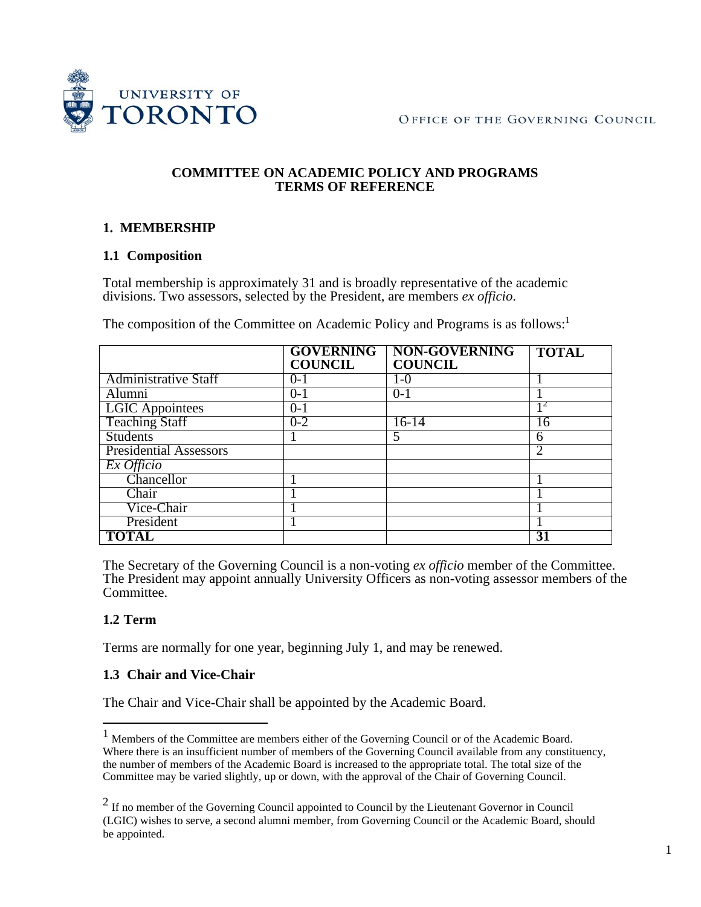# COMMITTEE ON ACADEMIC POLICY AND PROGRAMS TERMS OF REFERENCE

## 1. MEMBERSHIP

### 1.1 Composition

Total membership is approximately 31 and is broadly representative of the academic divisions. Two assessors, selected by the President, are members *ex officio*.

The composition of the Committee on Academic Policy and Programs is as follows:[1]

| | GOVERNING COUNCIL | NON-GOVERNING COUNCIL | TOTAL |
|---|---|---|---|
| Administrative Staff | 0-1 | 1-0 | 1 |
| Alumni | 0-1 | 0-1 | 1 |
| LGIC Appointees | 0-1 | | 1[2] |
| Teaching Staff | 0-2 | 16-14 | 16 |
| Students | 1 | 5 | 6 |
| Presidential Assessors | | | 2 |
| *Ex Officio* | | | |
| Chancellor | 1 | | 1 |
| Chair | 1 | | 1 |
| Vice-Chair | 1 | | 1 |
| President | 1 | | 1 |
| **TOTAL** | | | **31** |

The Secretary of the Governing Council is a non-voting *ex officio* member of the Committee. The President may appoint annually University Officers as non-voting assessor members of the Committee.

### 1.2 Term

Terms are normally for one year, beginning July 1, and may be renewed.

### 1.3 Chair and Vice-Chair

The Chair and Vice-Chair shall be appointed by the Academic Board.

---

[1] Members of the Committee are members either of the Governing Council or of the Academic Board. Where there is an insufficient number of members of the Governing Council available from any constituency, the number of members of the Academic Board is increased to the appropriate total. The total size of the Committee may be varied slightly, up or down, with the approval of the Chair of Governing Council.

[2] If no member of the Governing Council appointed to Council by the Lieutenant Governor in Council (LGIC) wishes to serve, a second alumni member, from Governing Council or the Academic Board, should be appointed.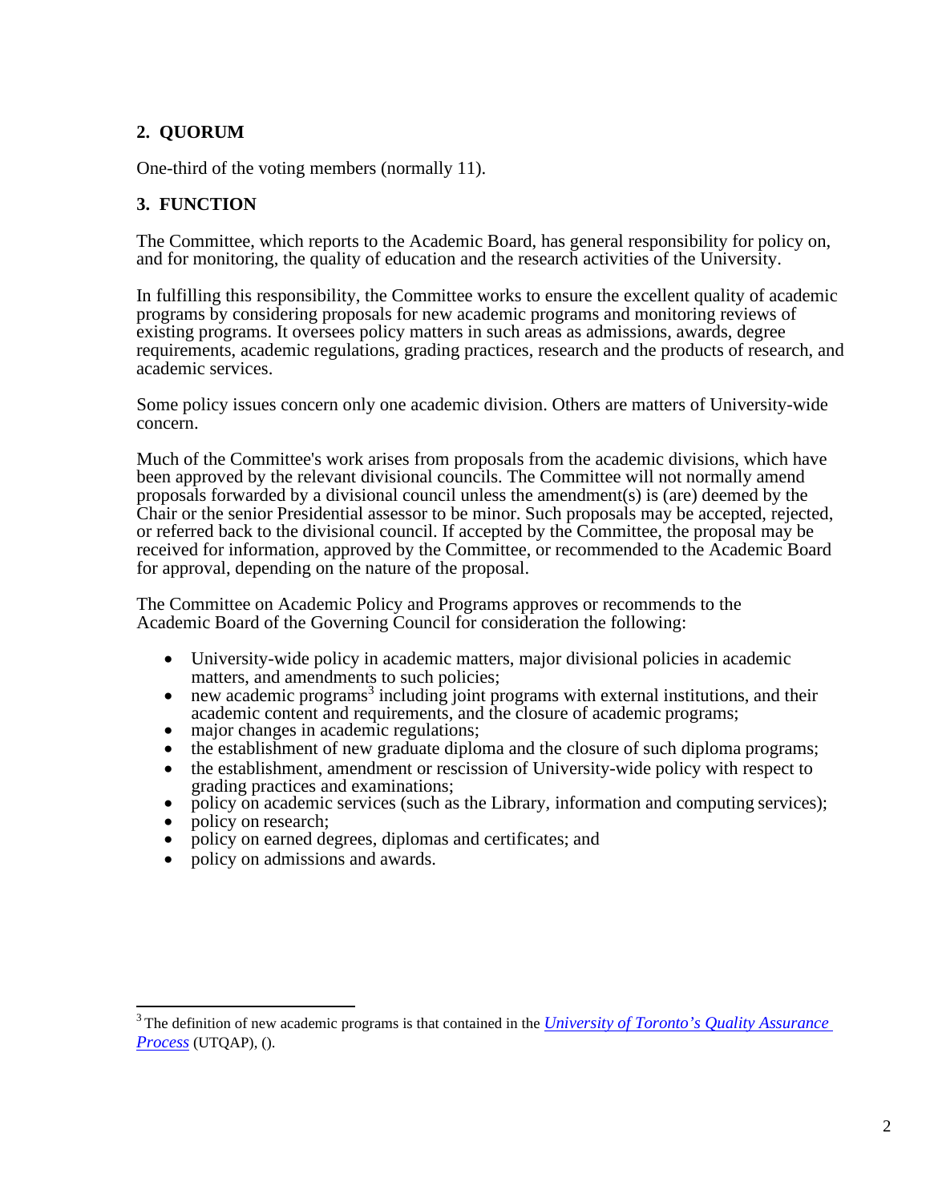## 2. QUORUM

One-third of the voting members (normally 11).

## 3. FUNCTION

The Committee, which reports to the Academic Board, has general responsibility for policy on, and for monitoring, the quality of education and the research activities of the University.

In fulfilling this responsibility, the Committee works to ensure the excellent quality of academic programs by considering proposals for new academic programs and monitoring reviews of existing programs. It oversees policy matters in such areas as admissions, awards, degree requirements, academic regulations, grading practices, research and the products of research, and academic services.

Some policy issues concern only one academic division. Others are matters of University-wide concern.

Much of the Committee's work arises from proposals from the academic divisions, which have been approved by the relevant divisional councils. The Committee will not normally amend proposals forwarded by a divisional council unless the amendment(s) is (are) deemed by the Chair or the senior Presidential assessor to be minor. Such proposals may be accepted, rejected, or referred back to the divisional council. If accepted by the Committee, the proposal may be received for information, approved by the Committee, or recommended to the Academic Board for approval, depending on the nature of the proposal.

The Committee on Academic Policy and Programs approves or recommends to the Academic Board of the Governing Council for consideration the following:

- University-wide policy in academic matters, major divisional policies in academic matters, and amendments to such policies;
- new academic programs[3] including joint programs with external institutions, and their academic content and requirements, and the closure of academic programs;
- major changes in academic regulations;
- the establishment of new graduate diploma and the closure of such diploma programs;
- the establishment, amendment or rescission of University-wide policy with respect to grading practices and examinations;
- policy on academic services (such as the Library, information and computing services);
- policy on research;
- policy on earned degrees, diplomas and certificates; and
- policy on admissions and awards.

---

[3] The definition of new academic programs is that contained in the *University of Toronto's Quality Assurance Process* (UTQAP), ().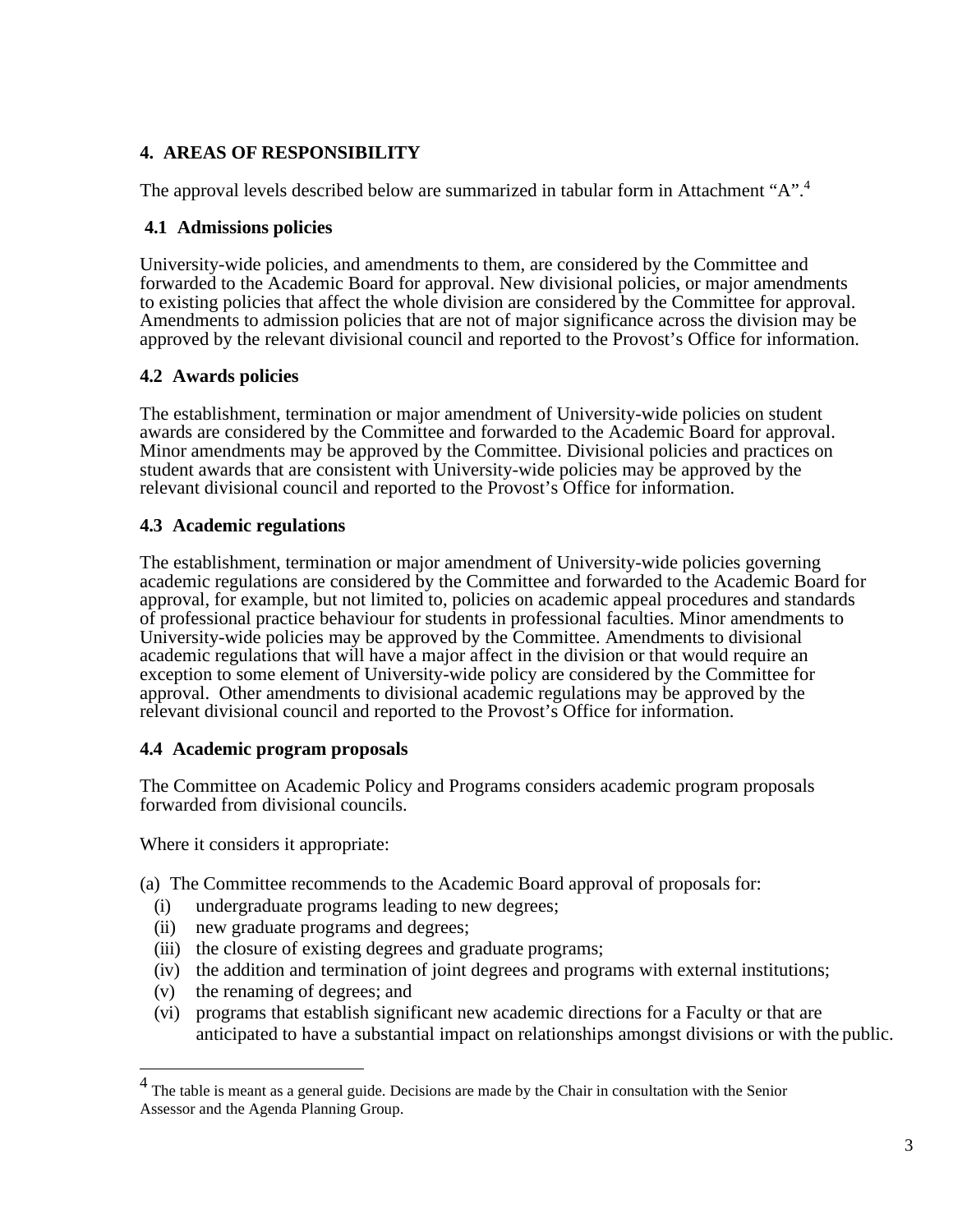## 4. AREAS OF RESPONSIBILITY

The approval levels described below are summarized in tabular form in Attachment "A".[4]

### 4.1 Admissions policies

University-wide policies, and amendments to them, are considered by the Committee and forwarded to the Academic Board for approval. New divisional policies, or major amendments to existing policies that affect the whole division are considered by the Committee for approval. Amendments to admission policies that are not of major significance across the division may be approved by the relevant divisional council and reported to the Provost's Office for information.

### 4.2 Awards policies

The establishment, termination or major amendment of University-wide policies on student awards are considered by the Committee and forwarded to the Academic Board for approval. Minor amendments may be approved by the Committee. Divisional policies and practices on student awards that are consistent with University-wide policies may be approved by the relevant divisional council and reported to the Provost's Office for information.

### 4.3 Academic regulations

The establishment, termination or major amendment of University-wide policies governing academic regulations are considered by the Committee and forwarded to the Academic Board for approval, for example, but not limited to, policies on academic appeal procedures and standards of professional practice behaviour for students in professional faculties. Minor amendments to University-wide policies may be approved by the Committee. Amendments to divisional academic regulations that will have a major affect in the division or that would require an exception to some element of University-wide policy are considered by the Committee for approval. Other amendments to divisional academic regulations may be approved by the relevant divisional council and reported to the Provost's Office for information.

### 4.4 Academic program proposals

The Committee on Academic Policy and Programs considers academic program proposals forwarded from divisional councils.

Where it considers it appropriate:

(a) The Committee recommends to the Academic Board approval of proposals for:

- (i) undergraduate programs leading to new degrees;
- (ii) new graduate programs and degrees;
- (iii) the closure of existing degrees and graduate programs;
- (iv) the addition and termination of joint degrees and programs with external institutions;
- (v) the renaming of degrees; and
- (vi) programs that establish significant new academic directions for a Faculty or that are anticipated to have a substantial impact on relationships amongst divisions or with the public.

---

[4] The table is meant as a general guide. Decisions are made by the Chair in consultation with the Senior Assessor and the Agenda Planning Group.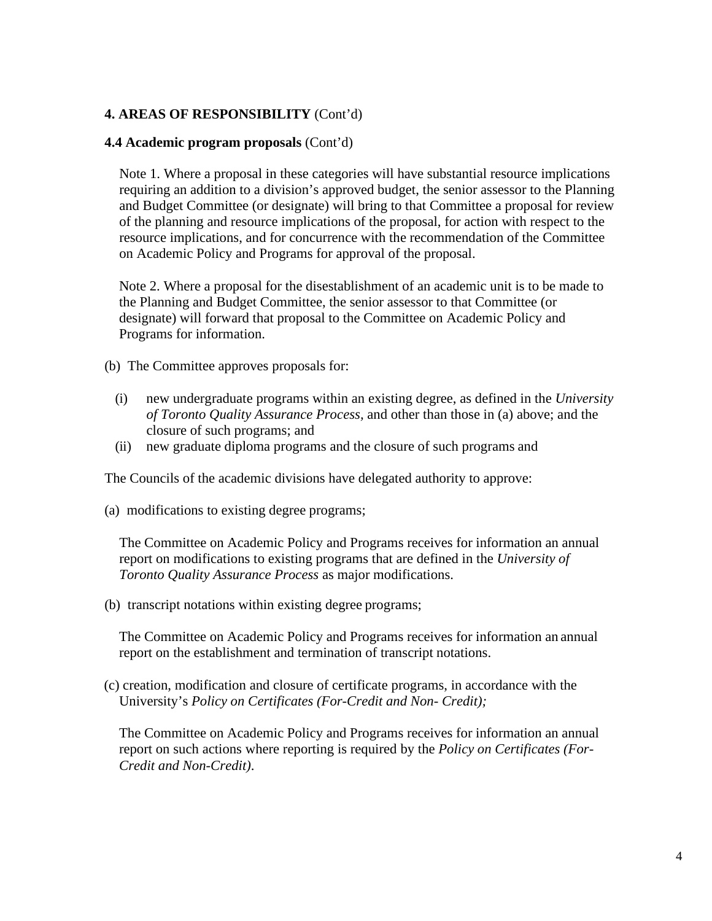**4. AREAS OF RESPONSIBILITY** (Cont'd)

**4.4 Academic program proposals** (Cont'd)

Note 1. Where a proposal in these categories will have substantial resource implications requiring an addition to a division's approved budget, the senior assessor to the Planning and Budget Committee (or designate) will bring to that Committee a proposal for review of the planning and resource implications of the proposal, for action with respect to the resource implications, and for concurrence with the recommendation of the Committee on Academic Policy and Programs for approval of the proposal.

Note 2. Where a proposal for the disestablishment of an academic unit is to be made to the Planning and Budget Committee, the senior assessor to that Committee (or designate) will forward that proposal to the Committee on Academic Policy and Programs for information.

(b) The Committee approves proposals for:

(i) new undergraduate programs within an existing degree, as defined in the *University of Toronto Quality Assurance Process,* and other than those in (a) above; and the closure of such programs; and

(ii) new graduate diploma programs and the closure of such programs and

The Councils of the academic divisions have delegated authority to approve:

(a) modifications to existing degree programs;

The Committee on Academic Policy and Programs receives for information an annual report on modifications to existing programs that are defined in the *University of Toronto Quality Assurance Process* as major modifications.

(b) transcript notations within existing degree programs;

The Committee on Academic Policy and Programs receives for information an annual report on the establishment and termination of transcript notations.

(c) creation, modification and closure of certificate programs, in accordance with the University's *Policy on Certificates (For-Credit and Non- Credit);*

The Committee on Academic Policy and Programs receives for information an annual report on such actions where reporting is required by the *Policy on Certificates (For-Credit and Non-Credit)*.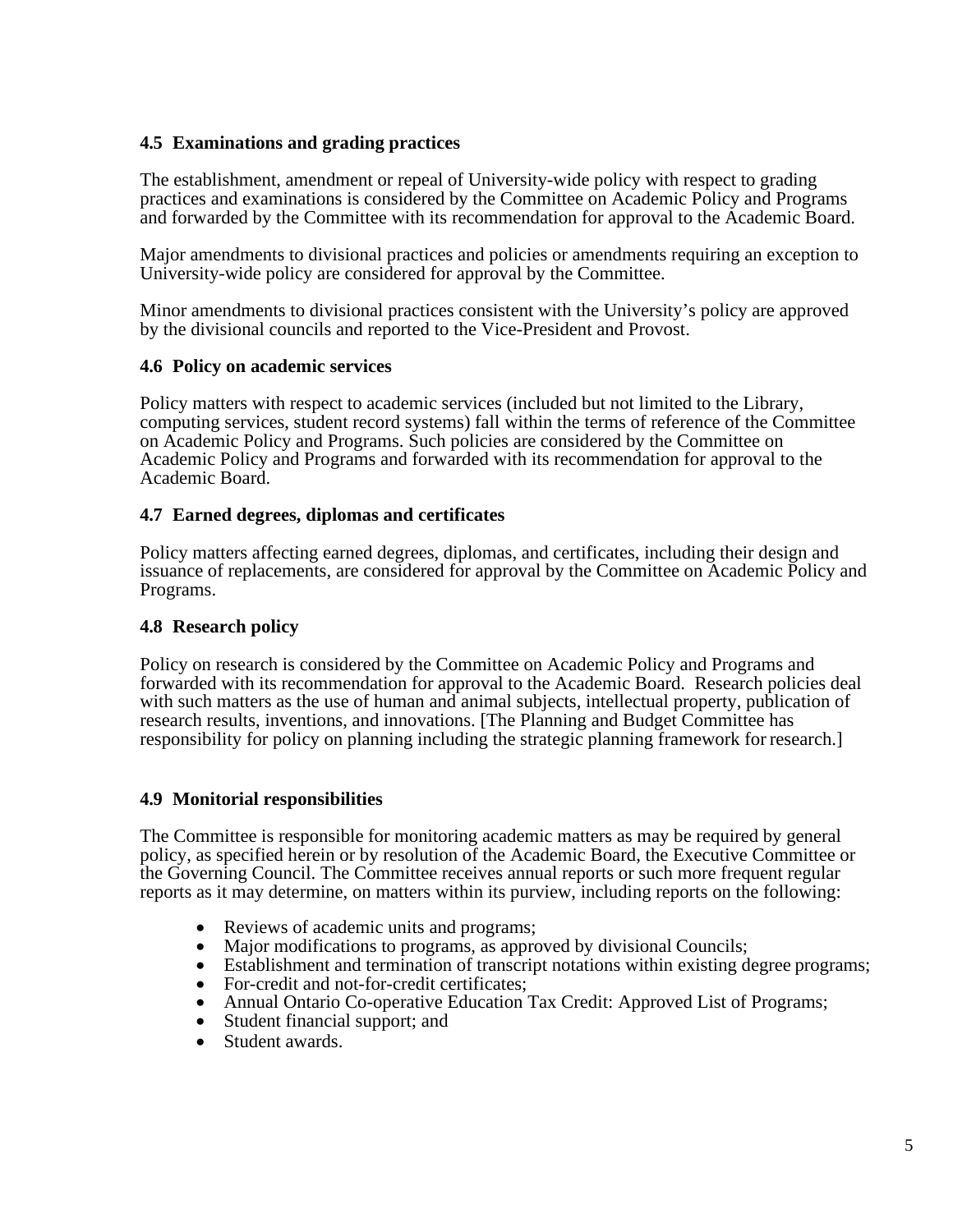### 4.5 Examinations and grading practices

The establishment, amendment or repeal of University-wide policy with respect to grading practices and examinations is considered by the Committee on Academic Policy and Programs and forwarded by the Committee with its recommendation for approval to the Academic Board.

Major amendments to divisional practices and policies or amendments requiring an exception to University-wide policy are considered for approval by the Committee.

Minor amendments to divisional practices consistent with the University's policy are approved by the divisional councils and reported to the Vice-President and Provost.

### 4.6 Policy on academic services

Policy matters with respect to academic services (included but not limited to the Library, computing services, student record systems) fall within the terms of reference of the Committee on Academic Policy and Programs. Such policies are considered by the Committee on Academic Policy and Programs and forwarded with its recommendation for approval to the Academic Board.

### 4.7 Earned degrees, diplomas and certificates

Policy matters affecting earned degrees, diplomas, and certificates, including their design and issuance of replacements, are considered for approval by the Committee on Academic Policy and Programs.

### 4.8 Research policy

Policy on research is considered by the Committee on Academic Policy and Programs and forwarded with its recommendation for approval to the Academic Board. Research policies deal with such matters as the use of human and animal subjects, intellectual property, publication of research results, inventions, and innovations. [The Planning and Budget Committee has responsibility for policy on planning including the strategic planning framework for research.]

### 4.9 Monitorial responsibilities

The Committee is responsible for monitoring academic matters as may be required by general policy, as specified herein or by resolution of the Academic Board, the Executive Committee or the Governing Council. The Committee receives annual reports or such more frequent regular reports as it may determine, on matters within its purview, including reports on the following:

- Reviews of academic units and programs;
- Major modifications to programs, as approved by divisional Councils;
- Establishment and termination of transcript notations within existing degree programs;
- For-credit and not-for-credit certificates;
- Annual Ontario Co-operative Education Tax Credit: Approved List of Programs;
- Student financial support; and
- Student awards.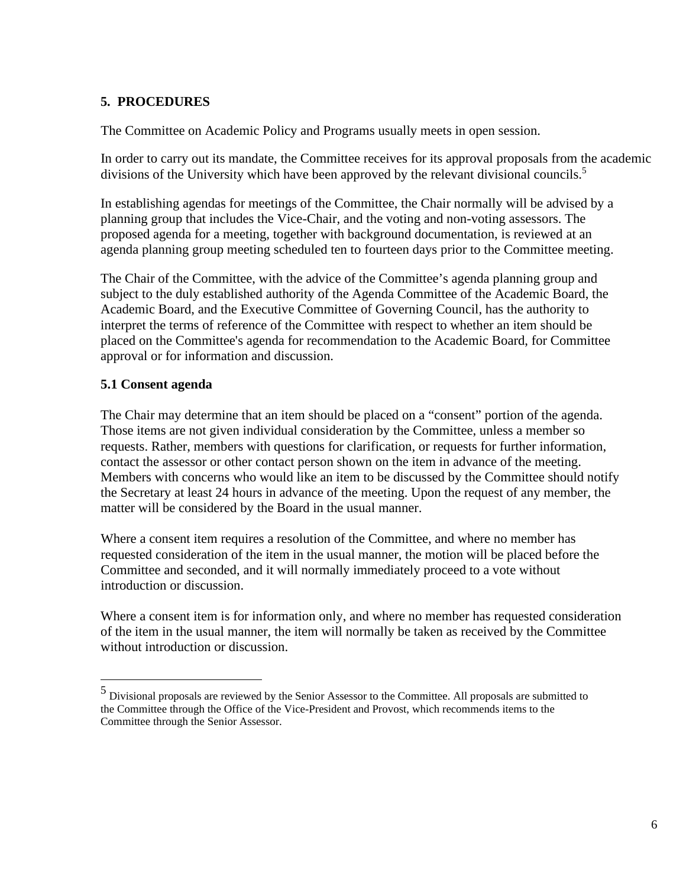## 5. PROCEDURES

The Committee on Academic Policy and Programs usually meets in open session.

In order to carry out its mandate, the Committee receives for its approval proposals from the academic divisions of the University which have been approved by the relevant divisional councils.[5]

In establishing agendas for meetings of the Committee, the Chair normally will be advised by a planning group that includes the Vice-Chair, and the voting and non-voting assessors. The proposed agenda for a meeting, together with background documentation, is reviewed at an agenda planning group meeting scheduled ten to fourteen days prior to the Committee meeting.

The Chair of the Committee, with the advice of the Committee's agenda planning group and subject to the duly established authority of the Agenda Committee of the Academic Board, the Academic Board, and the Executive Committee of Governing Council, has the authority to interpret the terms of reference of the Committee with respect to whether an item should be placed on the Committee's agenda for recommendation to the Academic Board, for Committee approval or for information and discussion.

### 5.1 Consent agenda

The Chair may determine that an item should be placed on a "consent" portion of the agenda. Those items are not given individual consideration by the Committee, unless a member so requests. Rather, members with questions for clarification, or requests for further information, contact the assessor or other contact person shown on the item in advance of the meeting. Members with concerns who would like an item to be discussed by the Committee should notify the Secretary at least 24 hours in advance of the meeting. Upon the request of any member, the matter will be considered by the Board in the usual manner.

Where a consent item requires a resolution of the Committee, and where no member has requested consideration of the item in the usual manner, the motion will be placed before the Committee and seconded, and it will normally immediately proceed to a vote without introduction or discussion.

Where a consent item is for information only, and where no member has requested consideration of the item in the usual manner, the item will normally be taken as received by the Committee without introduction or discussion.

---

[5] Divisional proposals are reviewed by the Senior Assessor to the Committee. All proposals are submitted to the Committee through the Office of the Vice-President and Provost, which recommends items to the Committee through the Senior Assessor.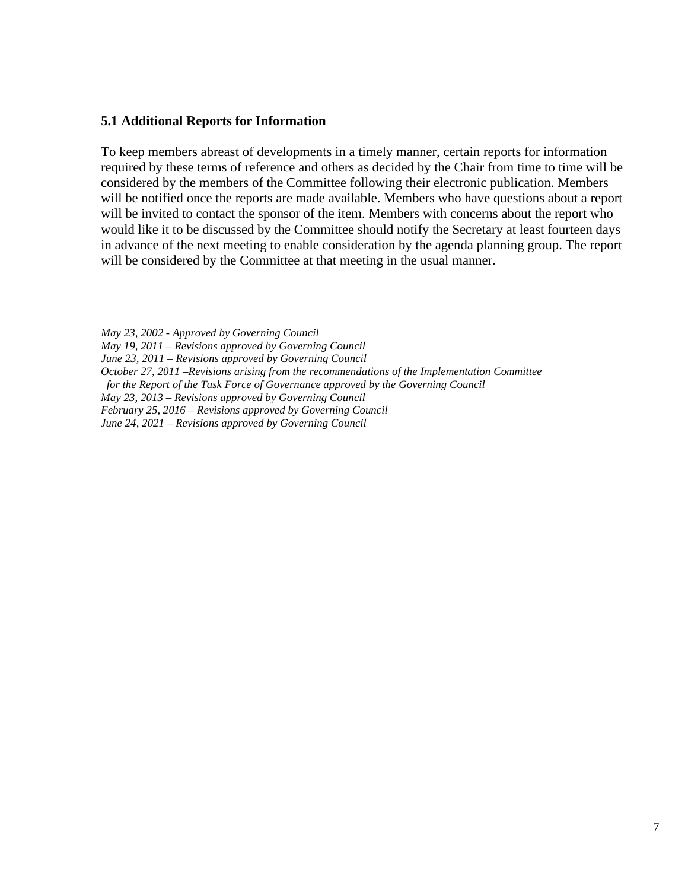### 5.1 Additional Reports for Information

To keep members abreast of developments in a timely manner, certain reports for information required by these terms of reference and others as decided by the Chair from time to time will be considered by the members of the Committee following their electronic publication. Members will be notified once the reports are made available. Members who have questions about a report will be invited to contact the sponsor of the item. Members with concerns about the report who would like it to be discussed by the Committee should notify the Secretary at least fourteen days in advance of the next meeting to enable consideration by the agenda planning group. The report will be considered by the Committee at that meeting in the usual manner.

*May 23, 2002 - Approved by Governing Council*
*May 19, 2011 – Revisions approved by Governing Council*
*June 23, 2011 – Revisions approved by Governing Council*
*October 27, 2011 –Revisions arising from the recommendations of the Implementation Committee for the Report of the Task Force of Governance approved by the Governing Council*
*May 23, 2013 – Revisions approved by Governing Council*
*February 25, 2016 – Revisions approved by Governing Council*
*June 24, 2021 – Revisions approved by Governing Council*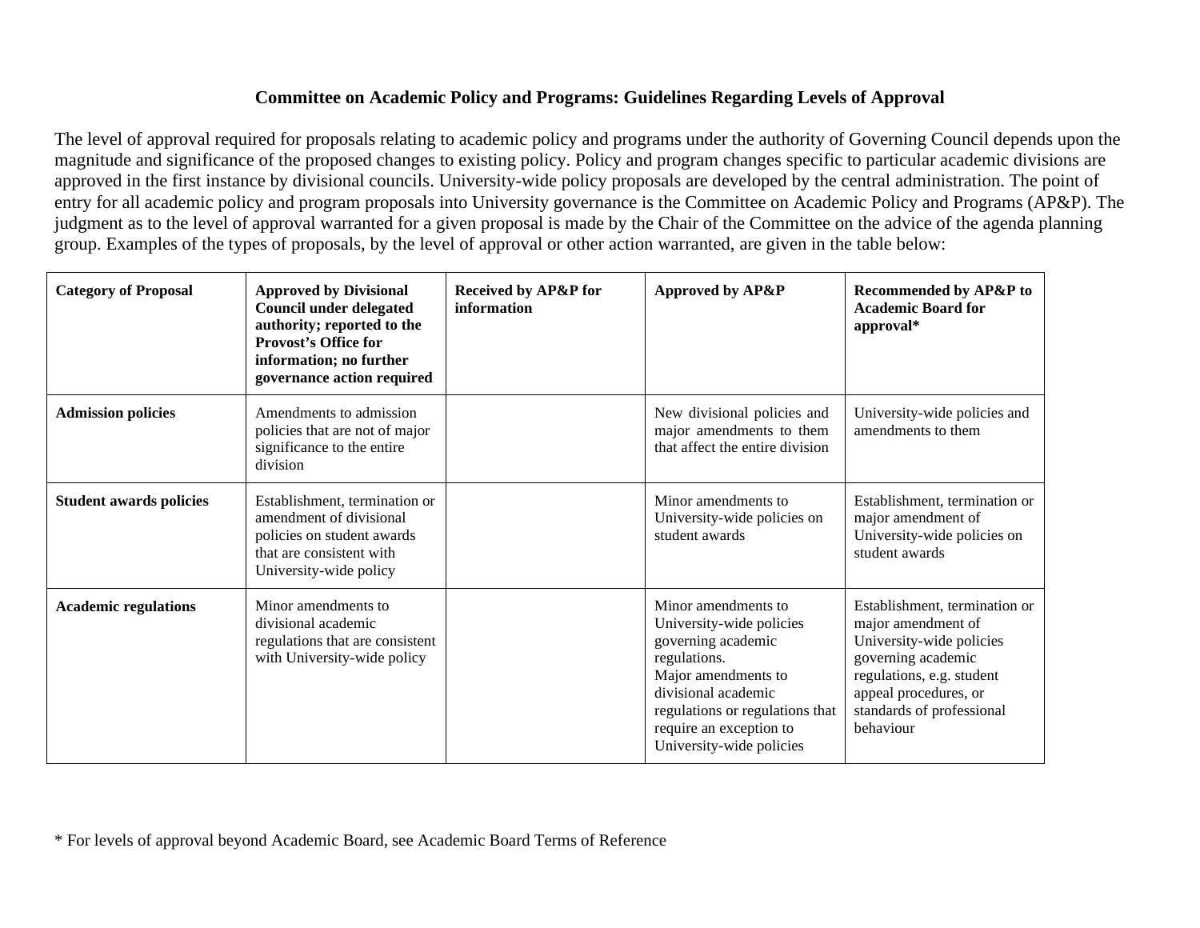**Committee on Academic Policy and Programs: Guidelines Regarding Levels of Approval**

The level of approval required for proposals relating to academic policy and programs under the authority of Governing Council depends upon the magnitude and significance of the proposed changes to existing policy. Policy and program changes specific to particular academic divisions are approved in the first instance by divisional councils. University-wide policy proposals are developed by the central administration. The point of entry for all academic policy and program proposals into University governance is the Committee on Academic Policy and Programs (AP&P). The judgment as to the level of approval warranted for a given proposal is made by the Chair of the Committee on the advice of the agenda planning group. Examples of the types of proposals, by the level of approval or other action warranted, are given in the table below:

| **Category of Proposal** | **Approved by Divisional Council under delegated authority; reported to the Provost's Office for information; no further governance action required** | **Received by AP&P for information** | **Approved by AP&P** | **Recommended by AP&P to Academic Board for approval*** |
|---|---|---|---|---|
| **Admission policies** | Amendments to admission policies that are not of major significance to the entire division | | New divisional policies and major amendments to them that affect the entire division | University-wide policies and amendments to them |
| **Student awards policies** | Establishment, termination or amendment of divisional policies on student awards that are consistent with University-wide policy | | Minor amendments to University-wide policies on student awards | Establishment, termination or major amendment of University-wide policies on student awards |
| **Academic regulations** | Minor amendments to divisional academic regulations that are consistent with University-wide policy | | Minor amendments to University-wide policies governing academic regulations.<br>Major amendments to divisional academic regulations or regulations that require an exception to University-wide policies | Establishment, termination or major amendment of University-wide policies governing academic regulations, e.g. student appeal procedures, or standards of professional behaviour |

\* For levels of approval beyond Academic Board, see Academic Board Terms of Reference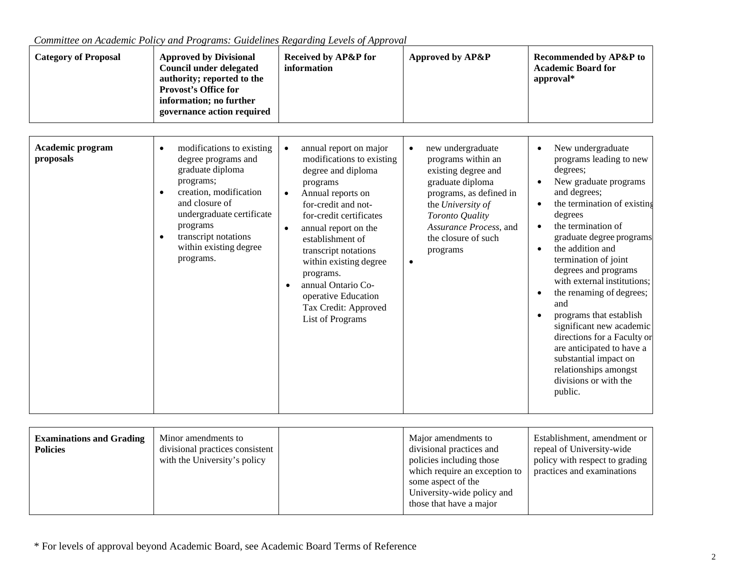*Committee on Academic Policy and Programs: Guidelines Regarding Levels of Approval*

| Category of Proposal | Approved by Divisional Council under delegated authority; reported to the Provost's Office for information; no further governance action required | Received by AP&P for information | Approved by AP&P | Recommended by AP&P to Academic Board for approval* |
|---|---|---|---|---|
| **Academic program proposals** | • modifications to existing degree programs and graduate diploma programs;<br>• creation, modification and closure of undergraduate certificate programs<br>• transcript notations within existing degree programs. | • annual report on major modifications to existing degree and diploma programs<br>• Annual reports on for-credit and not-for-credit certificates<br>• annual report on the establishment of transcript notations within existing degree programs.<br>• annual Ontario Co-operative Education Tax Credit: Approved List of Programs | • new undergraduate programs within an existing degree and graduate diploma programs, as defined in the *University of Toronto Quality Assurance Process*, and the closure of such programs<br>• | • New undergraduate programs leading to new degrees;<br>• New graduate programs and degrees;<br>• the termination of existing degrees<br>• the termination of graduate degree programs<br>• the addition and termination of joint degrees and programs with external institutions;<br>• the renaming of degrees; and<br>• programs that establish significant new academic directions for a Faculty or are anticipated to have a substantial impact on relationships amongst divisions or with the public. |
| **Examinations and Grading Policies** | Minor amendments to divisional practices consistent with the University's policy | | Major amendments to divisional practices and policies including those which require an exception to some aspect of the University-wide policy and those that have a major | Establishment, amendment or repeal of University-wide policy with respect to grading practices and examinations |

* For levels of approval beyond Academic Board, see Academic Board Terms of Reference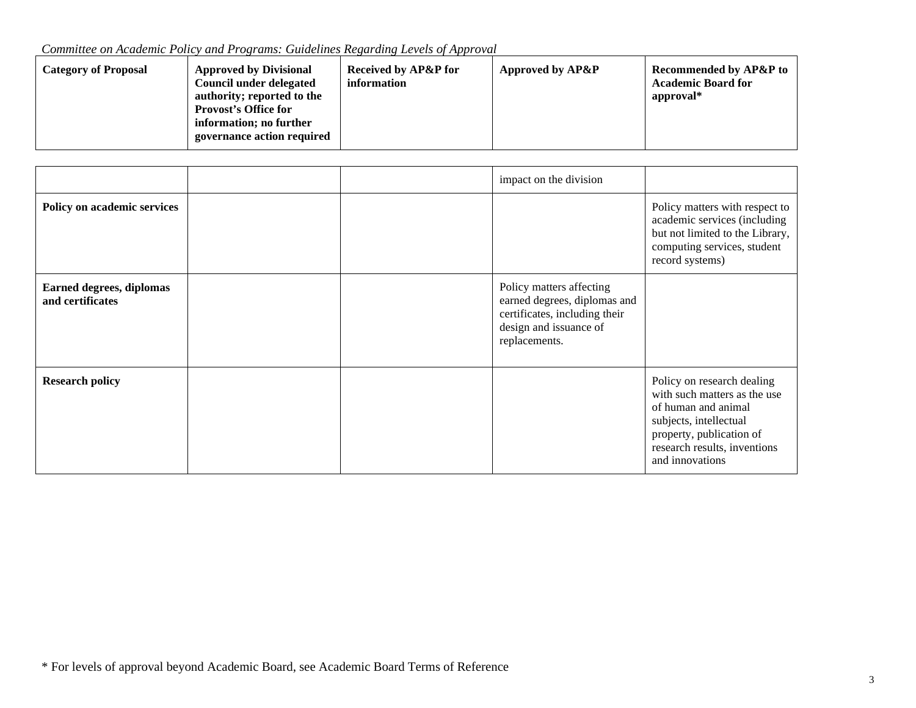*Committee on Academic Policy and Programs: Guidelines Regarding Levels of Approval*

| Category of Proposal | Approved by Divisional Council under delegated authority; reported to the Provost's Office for information; no further governance action required | Received by AP&P for information | Approved by AP&P | Recommended by AP&P to Academic Board for approval* |
|---|---|---|---|---|
| | | | impact on the division | |
| **Policy on academic services** | | | | Policy matters with respect to academic services (including but not limited to the Library, computing services, student record systems) |
| **Earned degrees, diplomas and certificates** | | | Policy matters affecting earned degrees, diplomas and certificates, including their design and issuance of replacements. | |
| **Research policy** | | | | Policy on research dealing with such matters as the use of human and animal subjects, intellectual property, publication of research results, inventions and innovations |

* For levels of approval beyond Academic Board, see Academic Board Terms of Reference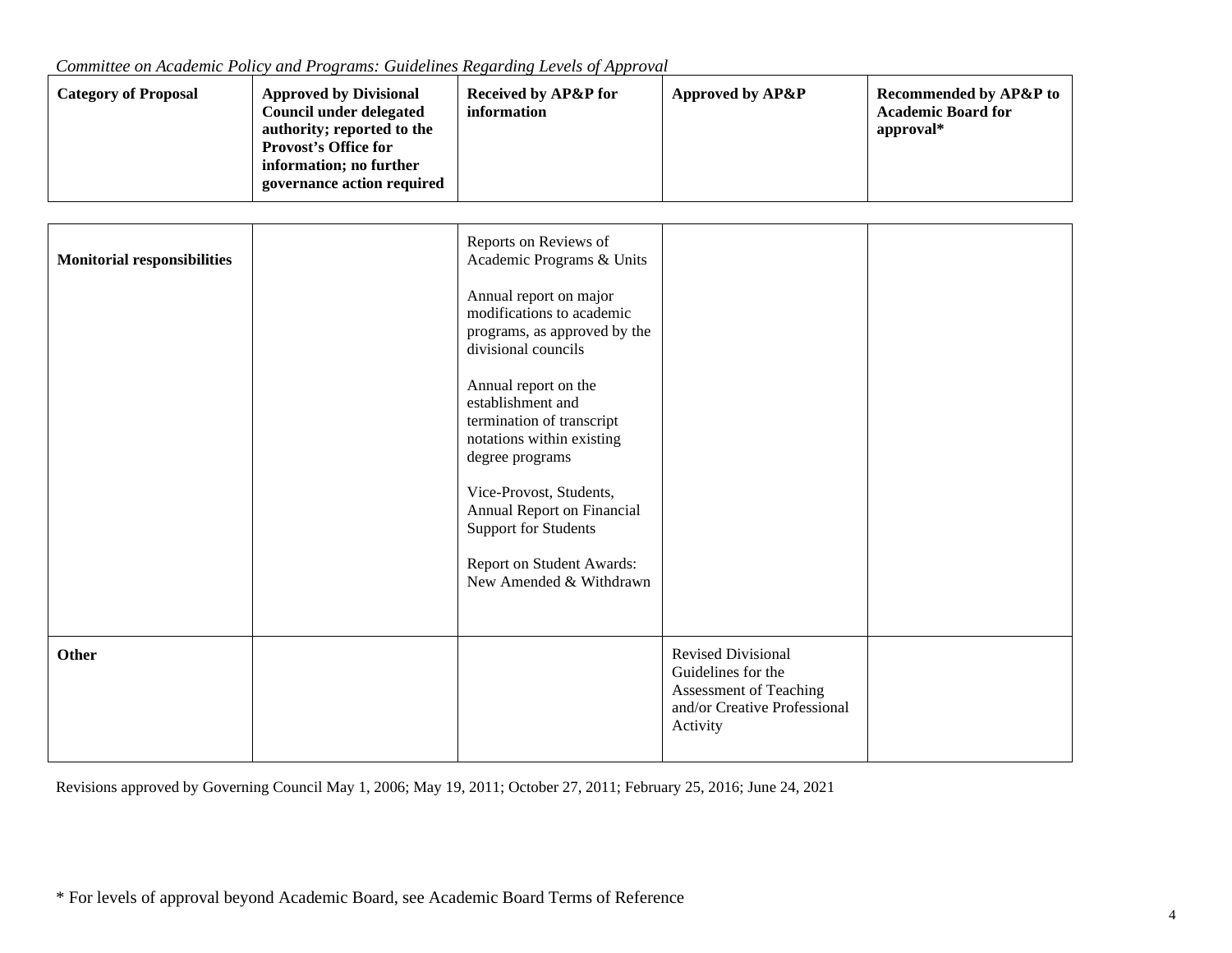*Committee on Academic Policy and Programs: Guidelines Regarding Levels of Approval*

| Category of Proposal | Approved by Divisional Council under delegated authority; reported to the Provost's Office for information; no further governance action required | Received by AP&P for information | Approved by AP&P | Recommended by AP&P to Academic Board for approval* |
|---|---|---|---|---|
| **Monitorial responsibilities** | | Reports on Reviews of Academic Programs & Units<br><br>Annual report on major modifications to academic programs, as approved by the divisional councils<br><br>Annual report on the establishment and termination of transcript notations within existing degree programs<br><br>Vice-Provost, Students, Annual Report on Financial Support for Students<br><br>Report on Student Awards: New Amended & Withdrawn | | |
| **Other** | | | Revised Divisional Guidelines for the Assessment of Teaching and/or Creative Professional Activity | |

Revisions approved by Governing Council May 1, 2006; May 19, 2011; October 27, 2011; February 25, 2016; June 24, 2021

* For levels of approval beyond Academic Board, see Academic Board Terms of Reference